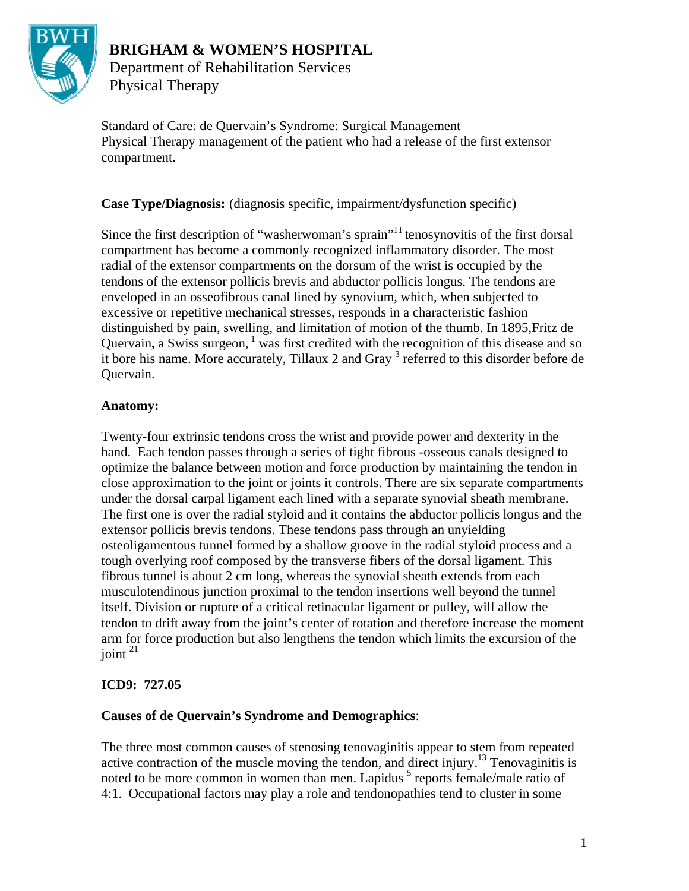# BRIGHAM & WOMEN'S HOSPITAL

Department of Rehabilitation Services
Physical Therapy

Standard of Care: de Quervain's Syndrome: Surgical Management
Physical Therapy management of the patient who had a release of the first extensor compartment.

**Case Type/Diagnosis:** (diagnosis specific, impairment/dysfunction specific)

Since the first description of "washerwoman's sprain"[11] tenosynovitis of the first dorsal compartment has become a commonly recognized inflammatory disorder. The most radial of the extensor compartments on the dorsum of the wrist is occupied by the tendons of the extensor pollicis brevis and abductor pollicis longus. The tendons are enveloped in an osseofibrous canal lined by synovium, which, when subjected to excessive or repetitive mechanical stresses, responds in a characteristic fashion distinguished by pain, swelling, and limitation of motion of the thumb. In 1895,Fritz de Quervain**,** a Swiss surgeon, [1] was first credited with the recognition of this disease and so it bore his name. More accurately, Tillaux 2 and Gray [3] referred to this disorder before de Quervain.

**Anatomy:**

Twenty-four extrinsic tendons cross the wrist and provide power and dexterity in the hand. Each tendon passes through a series of tight fibrous -osseous canals designed to optimize the balance between motion and force production by maintaining the tendon in close approximation to the joint or joints it controls. There are six separate compartments under the dorsal carpal ligament each lined with a separate synovial sheath membrane. The first one is over the radial styloid and it contains the abductor pollicis longus and the extensor pollicis brevis tendons. These tendons pass through an unyielding osteoligamentous tunnel formed by a shallow groove in the radial styloid process and a tough overlying roof composed by the transverse fibers of the dorsal ligament. This fibrous tunnel is about 2 cm long, whereas the synovial sheath extends from each musculotendinous junction proximal to the tendon insertions well beyond the tunnel itself. Division or rupture of a critical retinacular ligament or pulley, will allow the tendon to drift away from the joint's center of rotation and therefore increase the moment arm for force production but also lengthens the tendon which limits the excursion of the joint [21]

**ICD9: 727.05**

**Causes of de Quervain's Syndrome and Demographics**:

The three most common causes of stenosing tenovaginitis appear to stem from repeated active contraction of the muscle moving the tendon, and direct injury.[13] Tenovaginitis is noted to be more common in women than men. Lapidus [5] reports female/male ratio of 4:1. Occupational factors may play a role and tendonopathies tend to cluster in some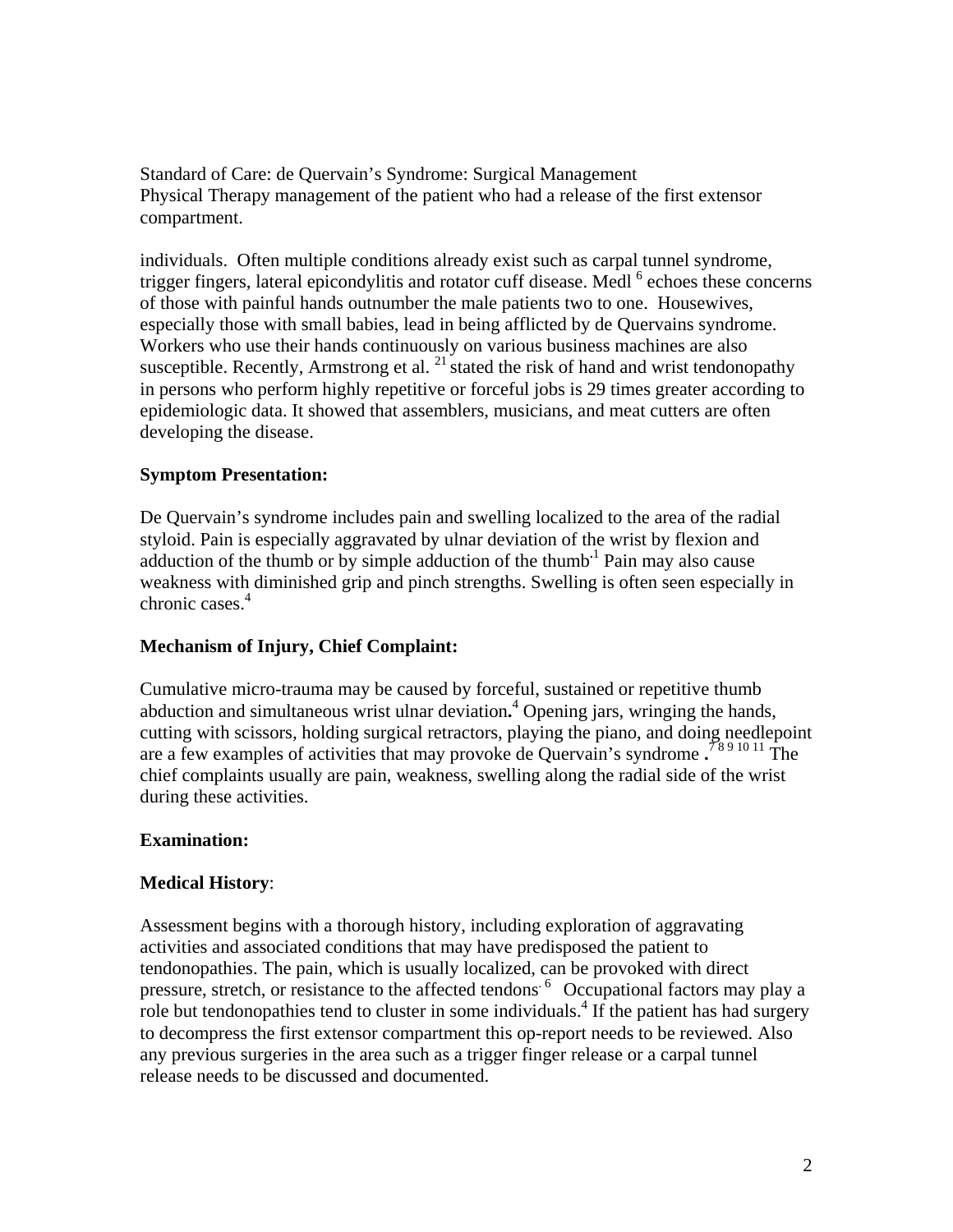Standard of Care: de Quervain's Syndrome: Surgical Management
Physical Therapy management of the patient who had a release of the first extensor compartment.

individuals. Often multiple conditions already exist such as carpal tunnel syndrome, trigger fingers, lateral epicondylitis and rotator cuff disease. Medl [6] echoes these concerns of those with painful hands outnumber the male patients two to one. Housewives, especially those with small babies, lead in being afflicted by de Quervains syndrome. Workers who use their hands continuously on various business machines are also susceptible. Recently, Armstrong et al. [21] stated the risk of hand and wrist tendonopathy in persons who perform highly repetitive or forceful jobs is 29 times greater according to epidemiologic data. It showed that assemblers, musicians, and meat cutters are often developing the disease.

**Symptom Presentation:**

De Quervain's syndrome includes pain and swelling localized to the area of the radial styloid. Pain is especially aggravated by ulnar deviation of the wrist by flexion and adduction of the thumb or by simple adduction of the thumb[1] Pain may also cause weakness with diminished grip and pinch strengths. Swelling is often seen especially in chronic cases.[4]

**Mechanism of Injury, Chief Complaint:**

Cumulative micro-trauma may be caused by forceful, sustained or repetitive thumb abduction and simultaneous wrist ulnar deviation**.**[4] Opening jars, wringing the hands, cutting with scissors, holding surgical retractors, playing the piano, and doing needlepoint are a few examples of activities that may provoke de Quervain's syndrome **.**[7 8 9 10 11] The chief complaints usually are pain, weakness, swelling along the radial side of the wrist during these activities.

**Examination:**

**Medical History**:

Assessment begins with a thorough history, including exploration of aggravating activities and associated conditions that may have predisposed the patient to tendonopathies. The pain, which is usually localized, can be provoked with direct pressure, stretch, or resistance to the affected tendons.[6] Occupational factors may play a role but tendonopathies tend to cluster in some individuals.[4] If the patient has had surgery to decompress the first extensor compartment this op-report needs to be reviewed. Also any previous surgeries in the area such as a trigger finger release or a carpal tunnel release needs to be discussed and documented.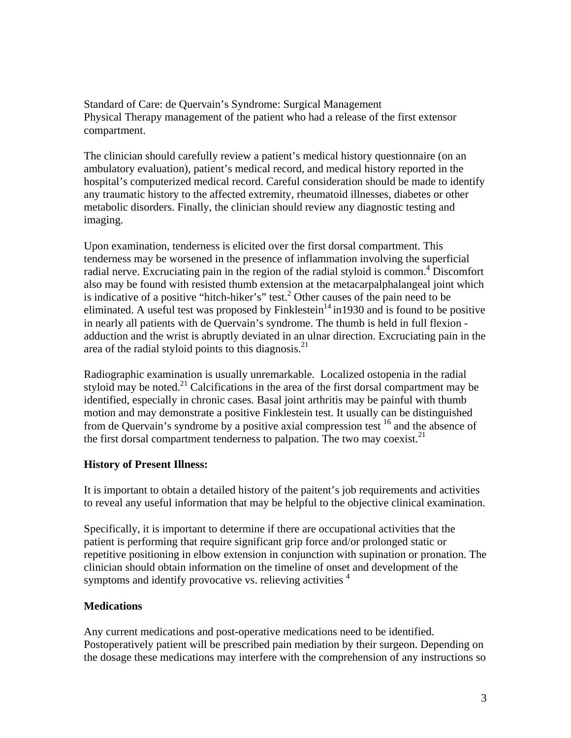Standard of Care: de Quervain's Syndrome: Surgical Management
Physical Therapy management of the patient who had a release of the first extensor compartment.

The clinician should carefully review a patient's medical history questionnaire (on an ambulatory evaluation), patient's medical record, and medical history reported in the hospital's computerized medical record. Careful consideration should be made to identify any traumatic history to the affected extremity, rheumatoid illnesses, diabetes or other metabolic disorders. Finally, the clinician should review any diagnostic testing and imaging.

Upon examination, tenderness is elicited over the first dorsal compartment. This tenderness may be worsened in the presence of inflammation involving the superficial radial nerve. Excruciating pain in the region of the radial styloid is common.[4] Discomfort also may be found with resisted thumb extension at the metacarpalphalangeal joint which is indicative of a positive "hitch-hiker's" test.[2] Other causes of the pain need to be eliminated. A useful test was proposed by Finklestein[14] in1930 and is found to be positive in nearly all patients with de Quervain's syndrome. The thumb is held in full flexion - adduction and the wrist is abruptly deviated in an ulnar direction. Excruciating pain in the area of the radial styloid points to this diagnosis.[21]

Radiographic examination is usually unremarkable. Localized ostopenia in the radial styloid may be noted.[21] Calcifications in the area of the first dorsal compartment may be identified, especially in chronic cases. Basal joint arthritis may be painful with thumb motion and may demonstrate a positive Finklestein test. It usually can be distinguished from de Quervain's syndrome by a positive axial compression test [16] and the absence of the first dorsal compartment tenderness to palpation. The two may coexist.[21]

**History of Present Illness:**

It is important to obtain a detailed history of the paitent's job requirements and activities to reveal any useful information that may be helpful to the objective clinical examination.

Specifically, it is important to determine if there are occupational activities that the patient is performing that require significant grip force and/or prolonged static or repetitive positioning in elbow extension in conjunction with supination or pronation. The clinician should obtain information on the timeline of onset and development of the symptoms and identify provocative vs. relieving activities [4]

**Medications**

Any current medications and post-operative medications need to be identified. Postoperatively patient will be prescribed pain mediation by their surgeon. Depending on the dosage these medications may interfere with the comprehension of any instructions so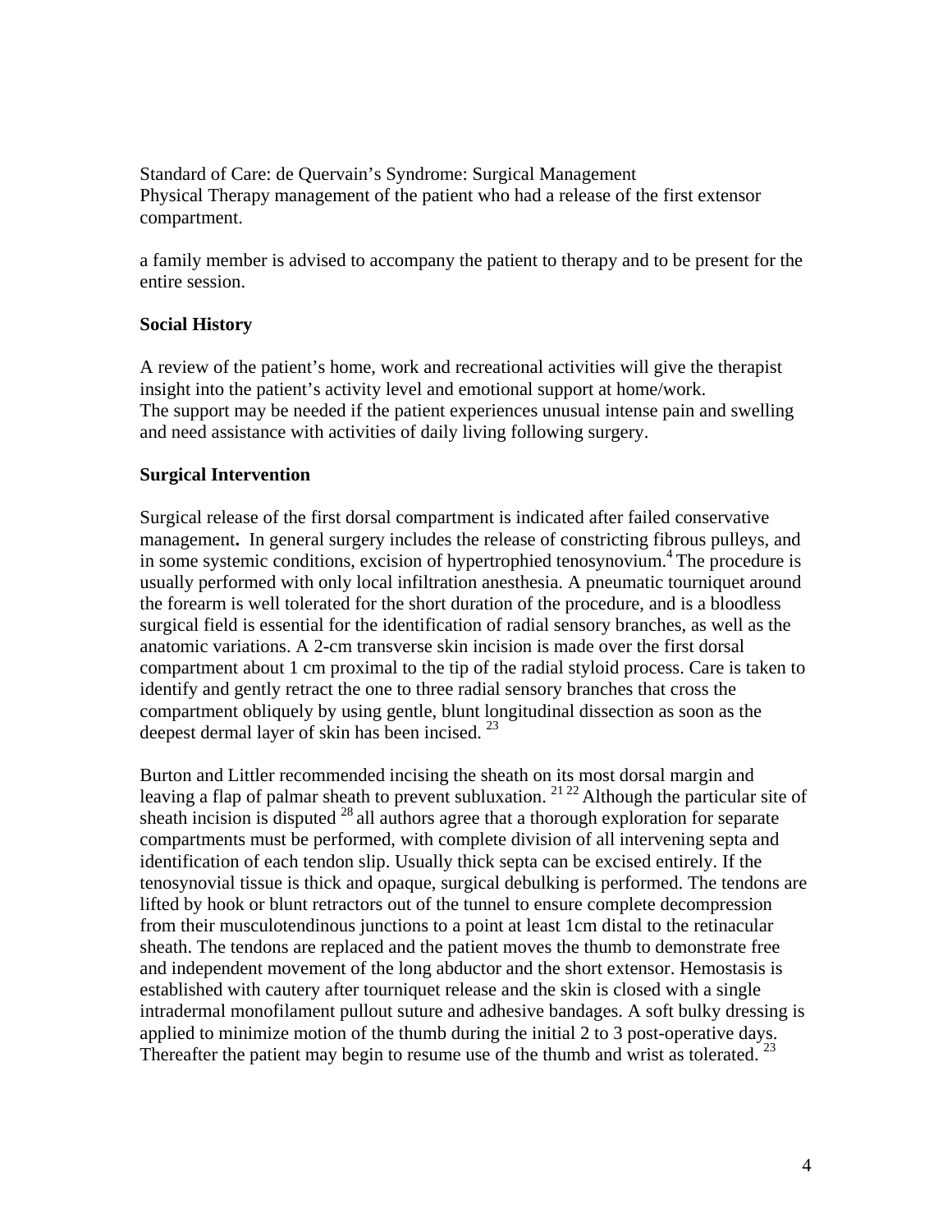Standard of Care: de Quervain's Syndrome: Surgical Management
Physical Therapy management of the patient who had a release of the first extensor compartment.

a family member is advised to accompany the patient to therapy and to be present for the entire session.

**Social History**

A review of the patient's home, work and recreational activities will give the therapist insight into the patient's activity level and emotional support at home/work.
The support may be needed if the patient experiences unusual intense pain and swelling and need assistance with activities of daily living following surgery.

**Surgical Intervention**

Surgical release of the first dorsal compartment is indicated after failed conservative management**.** In general surgery includes the release of constricting fibrous pulleys, and in some systemic conditions, excision of hypertrophied tenosynovium.[4] The procedure is usually performed with only local infiltration anesthesia. A pneumatic tourniquet around the forearm is well tolerated for the short duration of the procedure, and is a bloodless surgical field is essential for the identification of radial sensory branches, as well as the anatomic variations. A 2-cm transverse skin incision is made over the first dorsal compartment about 1 cm proximal to the tip of the radial styloid process. Care is taken to identify and gently retract the one to three radial sensory branches that cross the compartment obliquely by using gentle, blunt longitudinal dissection as soon as the deepest dermal layer of skin has been incised.[23]

Burton and Littler recommended incising the sheath on its most dorsal margin and leaving a flap of palmar sheath to prevent subluxation.[21 22] Although the particular site of sheath incision is disputed [28] all authors agree that a thorough exploration for separate compartments must be performed, with complete division of all intervening septa and identification of each tendon slip. Usually thick septa can be excised entirely. If the tenosynovial tissue is thick and opaque, surgical debulking is performed. The tendons are lifted by hook or blunt retractors out of the tunnel to ensure complete decompression from their musculotendinous junctions to a point at least 1cm distal to the retinacular sheath. The tendons are replaced and the patient moves the thumb to demonstrate free and independent movement of the long abductor and the short extensor. Hemostasis is established with cautery after tourniquet release and the skin is closed with a single intradermal monofilament pullout suture and adhesive bandages. A soft bulky dressing is applied to minimize motion of the thumb during the initial 2 to 3 post-operative days. Thereafter the patient may begin to resume use of the thumb and wrist as tolerated.[23]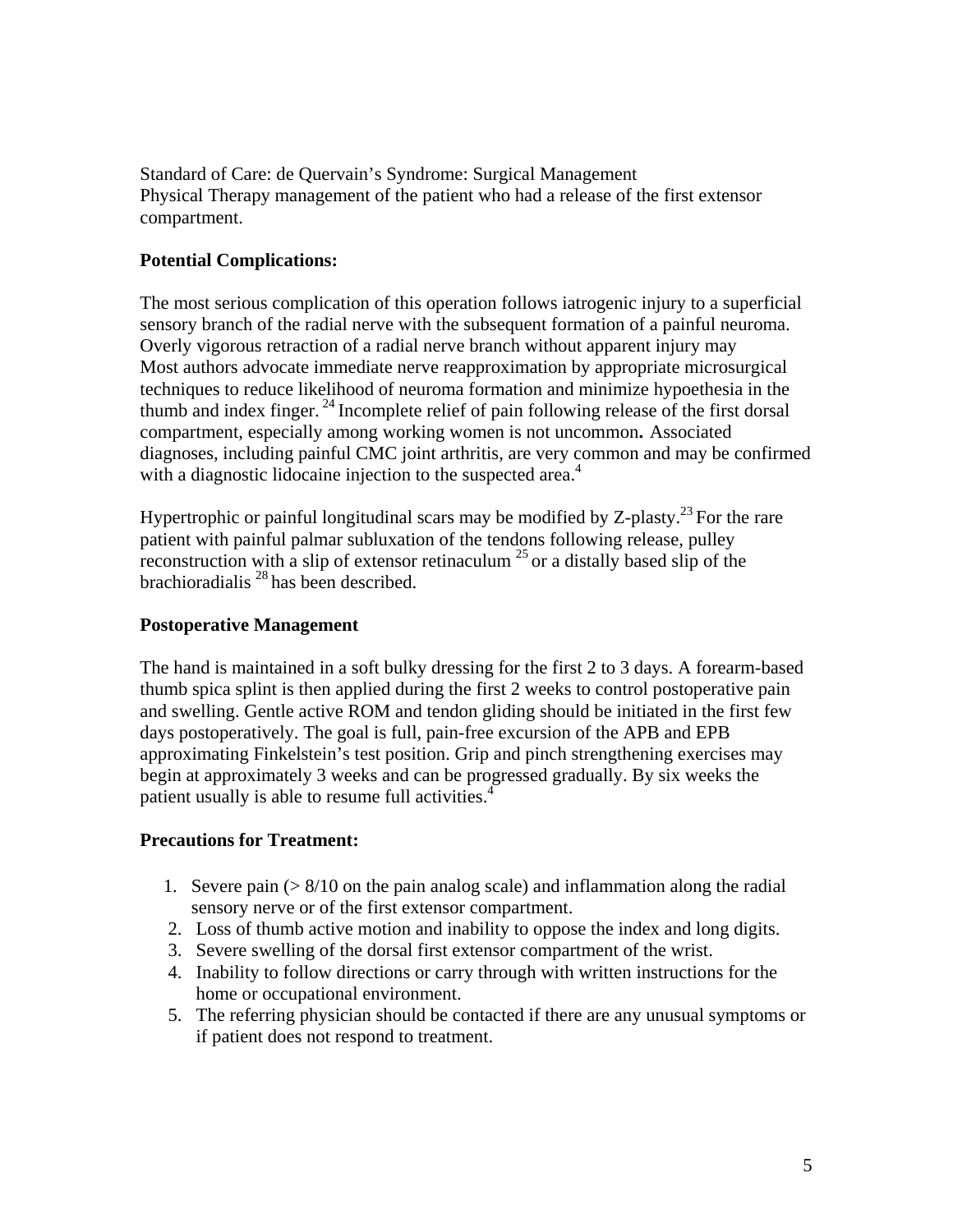Standard of Care: de Quervain's Syndrome: Surgical Management
Physical Therapy management of the patient who had a release of the first extensor compartment.

**Potential Complications:**

The most serious complication of this operation follows iatrogenic injury to a superficial sensory branch of the radial nerve with the subsequent formation of a painful neuroma. Overly vigorous retraction of a radial nerve branch without apparent injury may Most authors advocate immediate nerve reapproximation by appropriate microsurgical techniques to reduce likelihood of neuroma formation and minimize hypoethesia in the thumb and index finger.[24] Incomplete relief of pain following release of the first dorsal compartment, especially among working women is not uncommon**.** Associated diagnoses, including painful CMC joint arthritis, are very common and may be confirmed with a diagnostic lidocaine injection to the suspected area.[4]

Hypertrophic or painful longitudinal scars may be modified by Z-plasty.[23] For the rare patient with painful palmar subluxation of the tendons following release, pulley reconstruction with a slip of extensor retinaculum [25] or a distally based slip of the brachioradialis [28] has been described.

**Postoperative Management**

The hand is maintained in a soft bulky dressing for the first 2 to 3 days. A forearm-based thumb spica splint is then applied during the first 2 weeks to control postoperative pain and swelling. Gentle active ROM and tendon gliding should be initiated in the first few days postoperatively. The goal is full, pain-free excursion of the APB and EPB approximating Finkelstein's test position. Grip and pinch strengthening exercises may begin at approximately 3 weeks and can be progressed gradually. By six weeks the patient usually is able to resume full activities.[4]

**Precautions for Treatment:**

1. Severe pain (> 8/10 on the pain analog scale) and inflammation along the radial sensory nerve or of the first extensor compartment.
2. Loss of thumb active motion and inability to oppose the index and long digits.
3. Severe swelling of the dorsal first extensor compartment of the wrist.
4. Inability to follow directions or carry through with written instructions for the home or occupational environment.
5. The referring physician should be contacted if there are any unusual symptoms or if patient does not respond to treatment.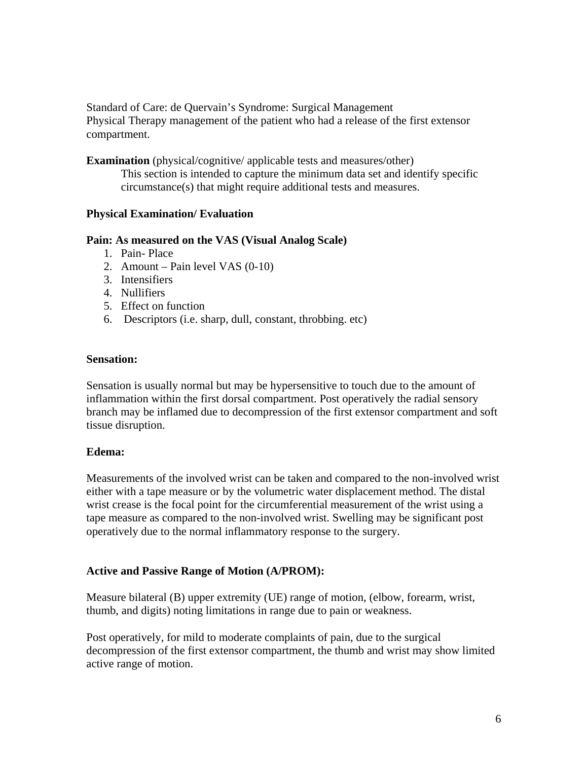Standard of Care: de Quervain's Syndrome: Surgical Management
Physical Therapy management of the patient who had a release of the first extensor compartment.

**Examination** (physical/cognitive/ applicable tests and measures/other)
This section is intended to capture the minimum data set and identify specific circumstance(s) that might require additional tests and measures.

**Physical Examination/ Evaluation**

**Pain: As measured on the VAS (Visual Analog Scale)**

1. Pain- Place
2. Amount – Pain level VAS (0-10)
3. Intensifiers
4. Nullifiers
5. Effect on function
6. Descriptors (i.e. sharp, dull, constant, throbbing. etc)

**Sensation:**

Sensation is usually normal but may be hypersensitive to touch due to the amount of inflammation within the first dorsal compartment. Post operatively the radial sensory branch may be inflamed due to decompression of the first extensor compartment and soft tissue disruption.

**Edema:**

Measurements of the involved wrist can be taken and compared to the non-involved wrist either with a tape measure or by the volumetric water displacement method. The distal wrist crease is the focal point for the circumferential measurement of the wrist using a tape measure as compared to the non-involved wrist. Swelling may be significant post operatively due to the normal inflammatory response to the surgery.

**Active and Passive Range of Motion (A/PROM):**

Measure bilateral (B) upper extremity (UE) range of motion, (elbow, forearm, wrist, thumb, and digits) noting limitations in range due to pain or weakness.

Post operatively, for mild to moderate complaints of pain, due to the surgical decompression of the first extensor compartment, the thumb and wrist may show limited active range of motion.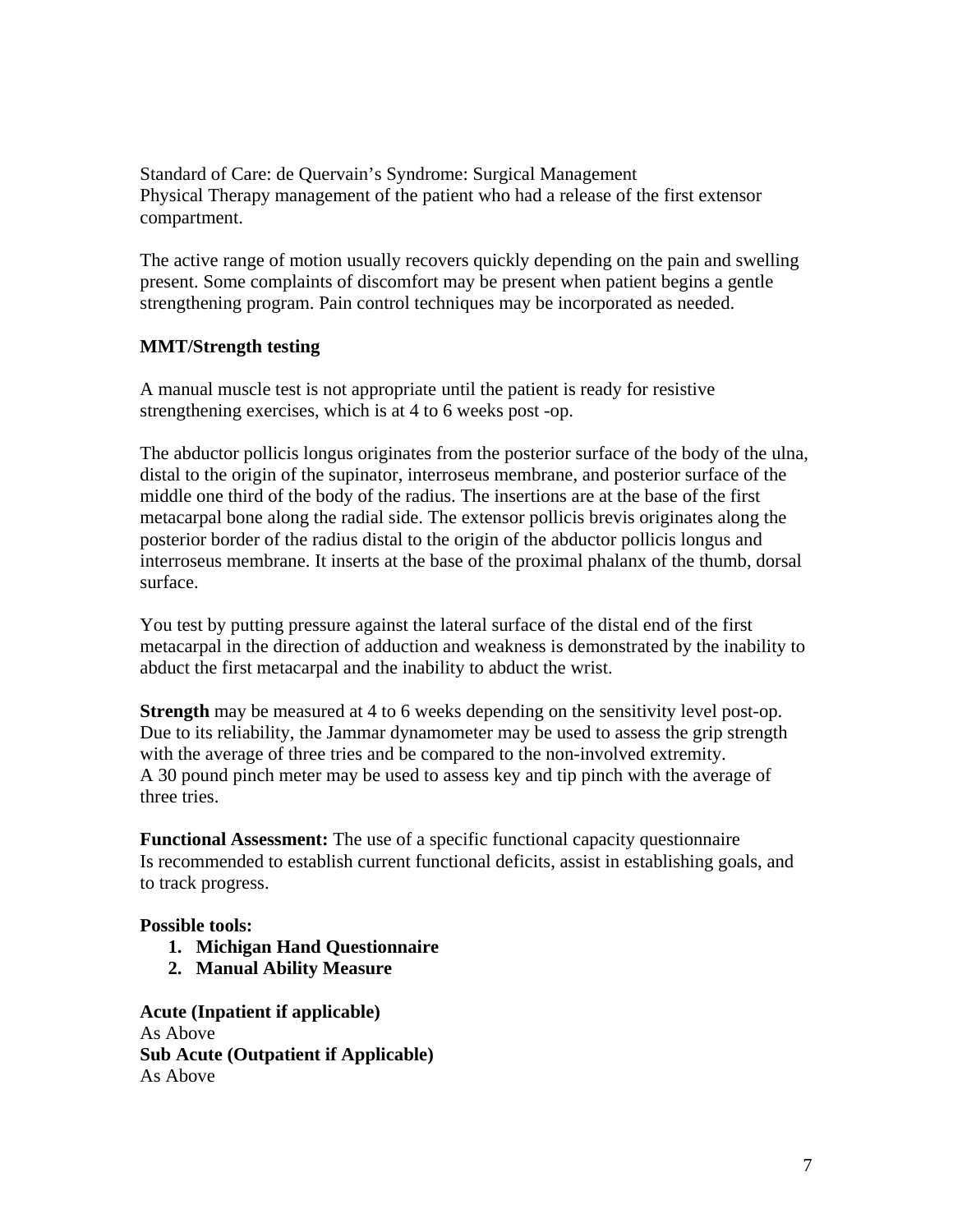Standard of Care: de Quervain's Syndrome: Surgical Management
Physical Therapy management of the patient who had a release of the first extensor compartment.

The active range of motion usually recovers quickly depending on the pain and swelling present. Some complaints of discomfort may be present when patient begins a gentle strengthening program. Pain control techniques may be incorporated as needed.

**MMT/Strength testing**

A manual muscle test is not appropriate until the patient is ready for resistive strengthening exercises, which is at 4 to 6 weeks post -op.

The abductor pollicis longus originates from the posterior surface of the body of the ulna, distal to the origin of the supinator, interroseus membrane, and posterior surface of the middle one third of the body of the radius. The insertions are at the base of the first metacarpal bone along the radial side. The extensor pollicis brevis originates along the posterior border of the radius distal to the origin of the abductor pollicis longus and interroseus membrane. It inserts at the base of the proximal phalanx of the thumb, dorsal surface.

You test by putting pressure against the lateral surface of the distal end of the first metacarpal in the direction of adduction and weakness is demonstrated by the inability to abduct the first metacarpal and the inability to abduct the wrist.

**Strength** may be measured at 4 to 6 weeks depending on the sensitivity level post-op. Due to its reliability, the Jammar dynamometer may be used to assess the grip strength with the average of three tries and be compared to the non-involved extremity.
A 30 pound pinch meter may be used to assess key and tip pinch with the average of three tries.

**Functional Assessment:** The use of a specific functional capacity questionnaire Is recommended to establish current functional deficits, assist in establishing goals, and to track progress.

**Possible tools:**

1. **Michigan Hand Questionnaire**
2. **Manual Ability Measure**

**Acute (Inpatient if applicable)**
As Above
**Sub Acute (Outpatient if Applicable)**
As Above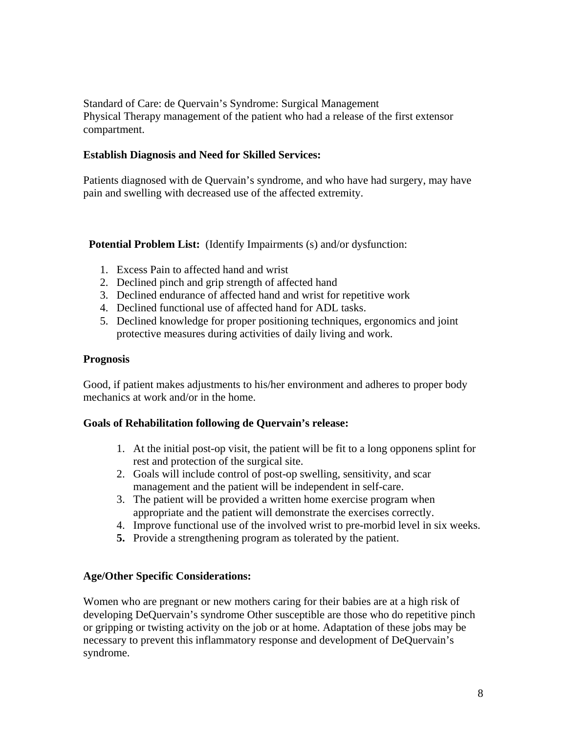Standard of Care: de Quervain's Syndrome: Surgical Management
Physical Therapy management of the patient who had a release of the first extensor compartment.

**Establish Diagnosis and Need for Skilled Services:**

Patients diagnosed with de Quervain's syndrome, and who have had surgery, may have pain and swelling with decreased use of the affected extremity.

**Potential Problem List:** (Identify Impairments (s) and/or dysfunction:

1. Excess Pain to affected hand and wrist
2. Declined pinch and grip strength of affected hand
3. Declined endurance of affected hand and wrist for repetitive work
4. Declined functional use of affected hand for ADL tasks.
5. Declined knowledge for proper positioning techniques, ergonomics and joint protective measures during activities of daily living and work.

**Prognosis**

Good, if patient makes adjustments to his/her environment and adheres to proper body mechanics at work and/or in the home.

**Goals of Rehabilitation following de Quervain's release:**

1. At the initial post-op visit, the patient will be fit to a long opponens splint for rest and protection of the surgical site.
2. Goals will include control of post-op swelling, sensitivity, and scar management and the patient will be independent in self-care.
3. The patient will be provided a written home exercise program when appropriate and the patient will demonstrate the exercises correctly.
4. Improve functional use of the involved wrist to pre-morbid level in six weeks.
5. Provide a strengthening program as tolerated by the patient.

**Age/Other Specific Considerations:**

Women who are pregnant or new mothers caring for their babies are at a high risk of developing DeQuervain's syndrome Other susceptible are those who do repetitive pinch or gripping or twisting activity on the job or at home. Adaptation of these jobs may be necessary to prevent this inflammatory response and development of DeQuervain's syndrome.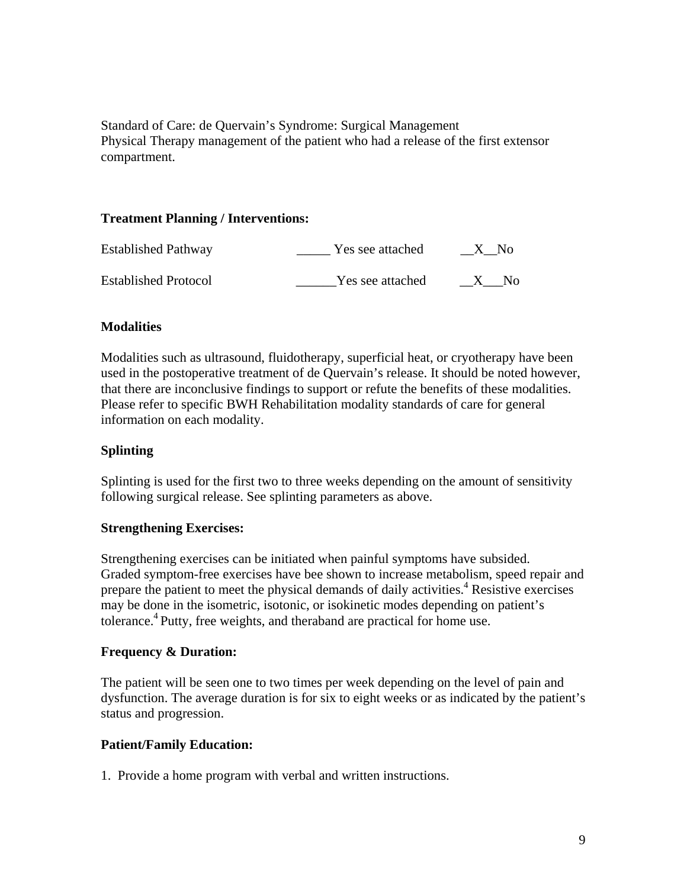Standard of Care: de Quervain's Syndrome: Surgical Management
Physical Therapy management of the patient who had a release of the first extensor compartment.

**Treatment Planning / Interventions:**

| Established Pathway | _____ Yes see attached | __X__No |
|---|---|---|
| Established Protocol | ______Yes see attached | __X___No |

**Modalities**

Modalities such as ultrasound, fluidotherapy, superficial heat, or cryotherapy have been used in the postoperative treatment of de Quervain's release. It should be noted however, that there are inconclusive findings to support or refute the benefits of these modalities. Please refer to specific BWH Rehabilitation modality standards of care for general information on each modality.

**Splinting**

Splinting is used for the first two to three weeks depending on the amount of sensitivity following surgical release. See splinting parameters as above.

**Strengthening Exercises:**

Strengthening exercises can be initiated when painful symptoms have subsided. Graded symptom-free exercises have bee shown to increase metabolism, speed repair and prepare the patient to meet the physical demands of daily activities.[4] Resistive exercises may be done in the isometric, isotonic, or isokinetic modes depending on patient's tolerance.[4] Putty, free weights, and theraband are practical for home use.

**Frequency & Duration:**

The patient will be seen one to two times per week depending on the level of pain and dysfunction. The average duration is for six to eight weeks or as indicated by the patient's status and progression.

**Patient/Family Education:**

1. Provide a home program with verbal and written instructions.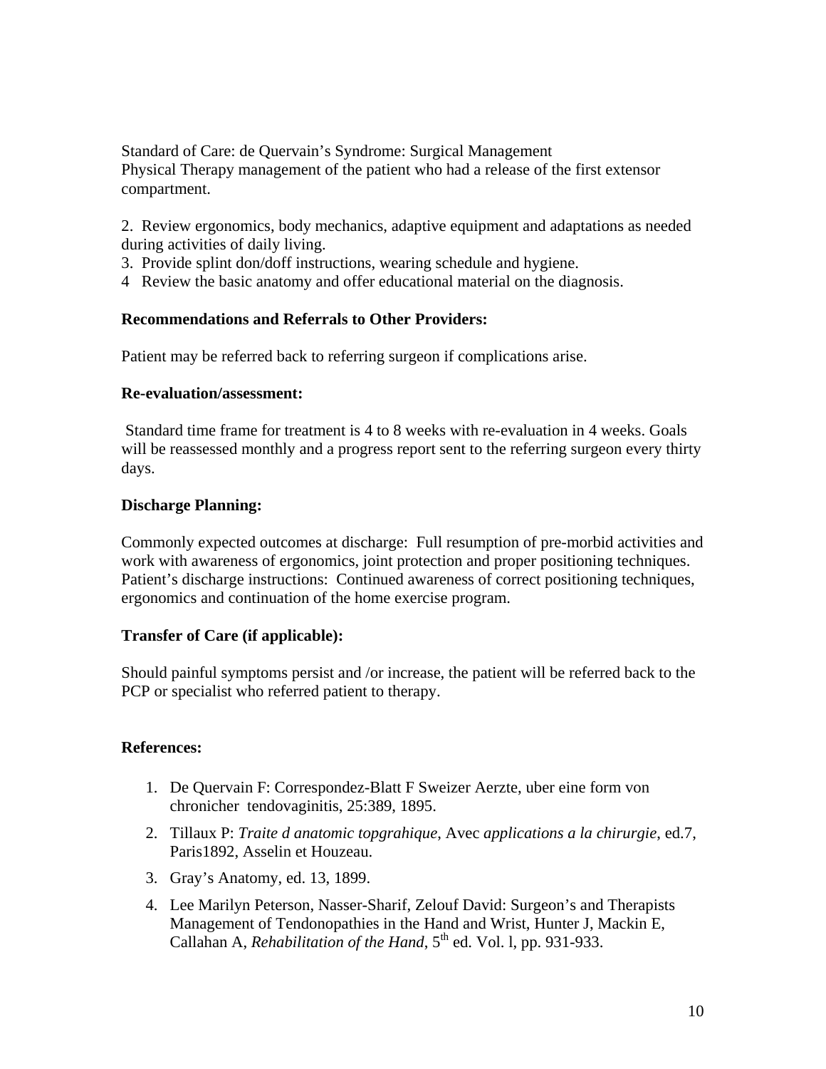Standard of Care: de Quervain's Syndrome: Surgical Management
Physical Therapy management of the patient who had a release of the first extensor compartment.

2. Review ergonomics, body mechanics, adaptive equipment and adaptations as needed during activities of daily living.
3. Provide splint don/doff instructions, wearing schedule and hygiene.
4 Review the basic anatomy and offer educational material on the diagnosis.

**Recommendations and Referrals to Other Providers:**

Patient may be referred back to referring surgeon if complications arise.

**Re-evaluation/assessment:**

Standard time frame for treatment is 4 to 8 weeks with re-evaluation in 4 weeks. Goals will be reassessed monthly and a progress report sent to the referring surgeon every thirty days.

**Discharge Planning:**

Commonly expected outcomes at discharge: Full resumption of pre-morbid activities and work with awareness of ergonomics, joint protection and proper positioning techniques.
Patient's discharge instructions: Continued awareness of correct positioning techniques, ergonomics and continuation of the home exercise program.

**Transfer of Care (if applicable):**

Should painful symptoms persist and /or increase, the patient will be referred back to the PCP or specialist who referred patient to therapy.

**References:**

1. De Quervain F: Correspondez-Blatt F Sweizer Aerzte, uber eine form von chronicher tendovaginitis, 25:389, 1895.
2. Tillaux P: *Traite d anatomic topgrahique*, Avec *applications a la chirurgie*, ed.7, Paris1892, Asselin et Houzeau.
3. Gray's Anatomy, ed. 13, 1899.
4. Lee Marilyn Peterson, Nasser-Sharif, Zelouf David: Surgeon's and Therapists Management of Tendonopathies in the Hand and Wrist, Hunter J, Mackin E, Callahan A, *Rehabilitation of the Hand*, 5th ed. Vol. l, pp. 931-933.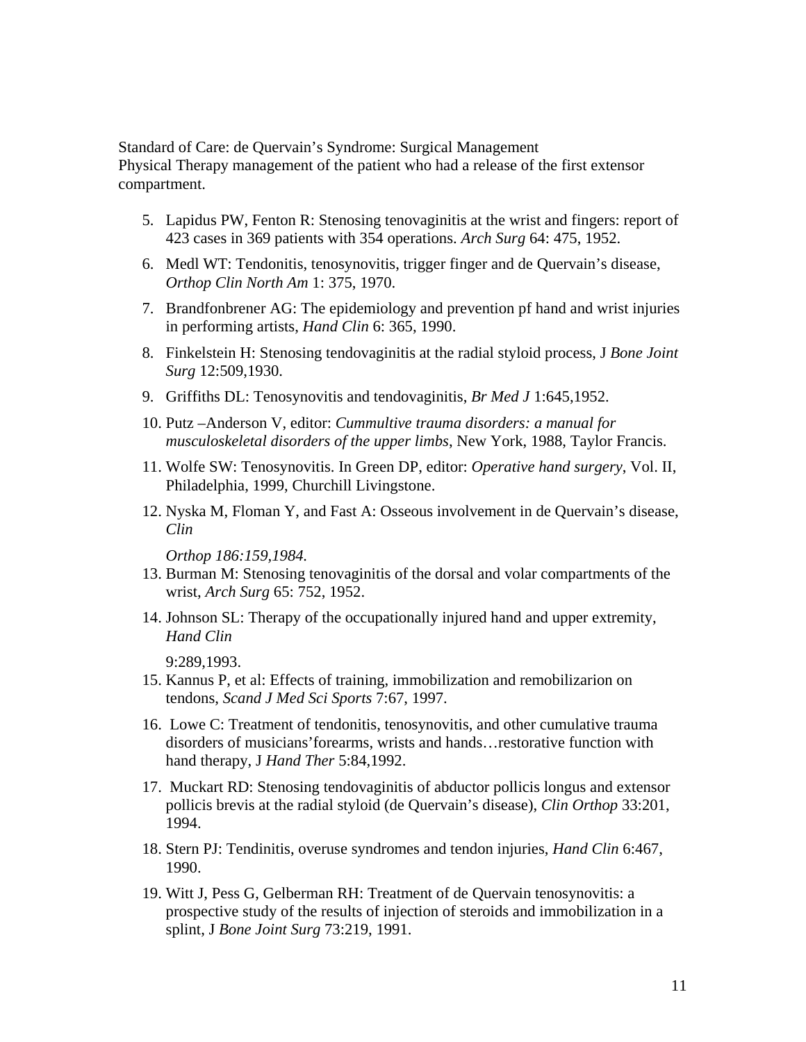Standard of Care: de Quervain's Syndrome: Surgical Management
Physical Therapy management of the patient who had a release of the first extensor compartment.

5. Lapidus PW, Fenton R: Stenosing tenovaginitis at the wrist and fingers: report of 423 cases in 369 patients with 354 operations. *Arch Surg* 64: 475, 1952.
6. Medl WT: Tendonitis, tenosynovitis, trigger finger and de Quervain's disease, *Orthop Clin North Am* 1: 375, 1970.
7. Brandfonbrener AG: The epidemiology and prevention pf hand and wrist injuries in performing artists, *Hand Clin* 6: 365, 1990.
8. Finkelstein H: Stenosing tendovaginitis at the radial styloid process, J *Bone Joint Surg* 12:509,1930.
9. Griffiths DL: Tenosynovitis and tendovaginitis, *Br Med J* 1:645,1952.
10. Putz –Anderson V, editor: *Cummultive trauma disorders: a manual for musculoskeletal disorders of the upper limbs*, New York, 1988, Taylor Francis.
11. Wolfe SW: Tenosynovitis. In Green DP, editor: *Operative hand surgery*, Vol. II, Philadelphia, 1999, Churchill Livingstone.
12. Nyska M, Floman Y, and Fast A: Osseous involvement in de Quervain's disease, *Clin Orthop 186:159,1984.*
13. Burman M: Stenosing tenovaginitis of the dorsal and volar compartments of the wrist, *Arch Surg* 65: 752, 1952.
14. Johnson SL: Therapy of the occupationally injured hand and upper extremity, *Hand Clin* 9:289,1993.
15. Kannus P, et al: Effects of training, immobilization and remobilizarion on tendons, *Scand J Med Sci Sports* 7:67, 1997.
16. Lowe C: Treatment of tendonitis, tenosynovitis, and other cumulative trauma disorders of musicians'forearms, wrists and hands…restorative function with hand therapy, J *Hand Ther* 5:84,1992.
17. Muckart RD: Stenosing tendovaginitis of abductor pollicis longus and extensor pollicis brevis at the radial styloid (de Quervain's disease), *Clin Orthop* 33:201, 1994.
18. Stern PJ: Tendinitis, overuse syndromes and tendon injuries, *Hand Clin* 6:467, 1990.
19. Witt J, Pess G, Gelberman RH: Treatment of de Quervain tenosynovitis: a prospective study of the results of injection of steroids and immobilization in a splint, J *Bone Joint Surg* 73:219, 1991.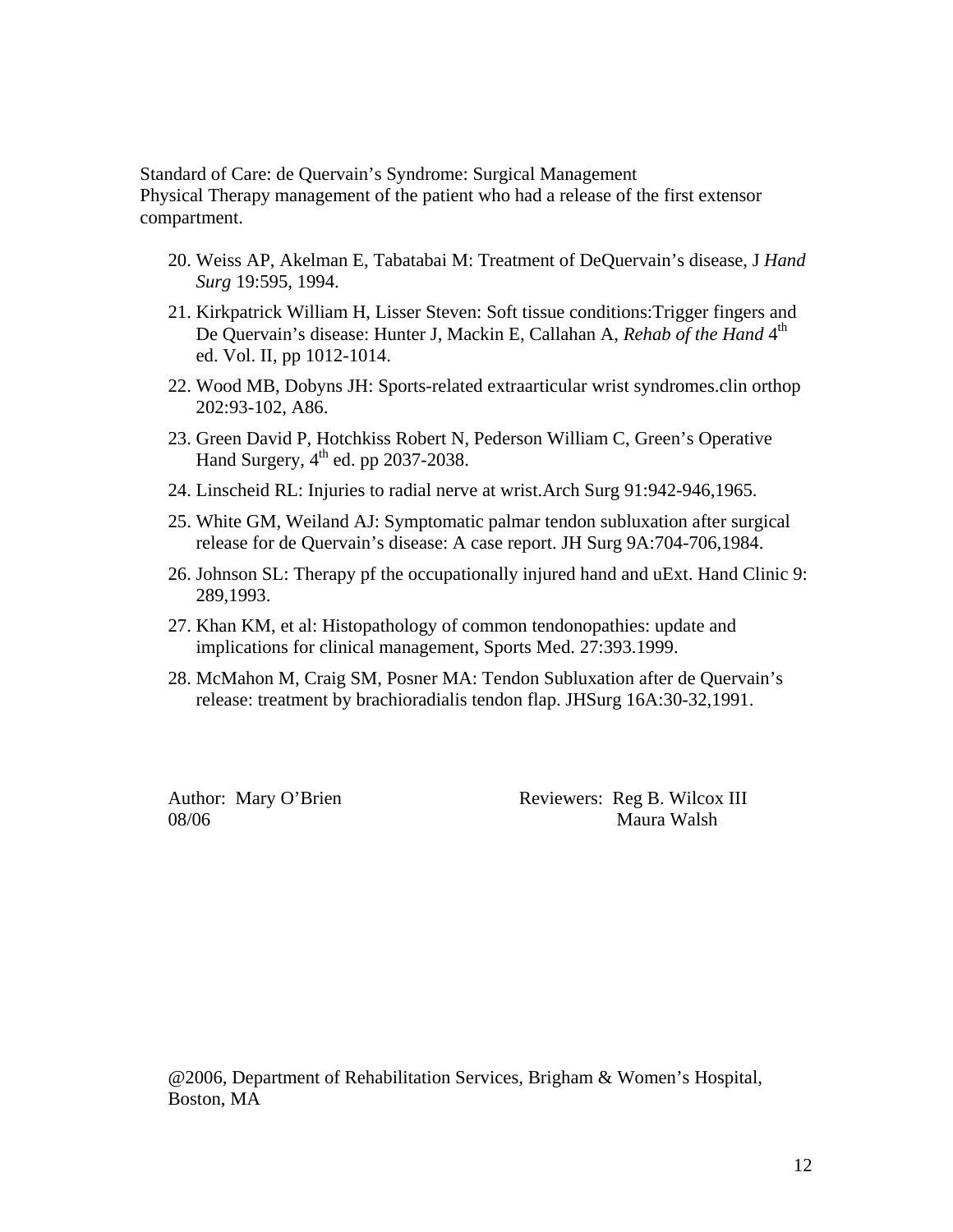20. Weiss AP, Akelman E, Tabatabai M: Treatment of DeQuervain's disease, J *Hand Surg* 19:595, 1994.
21. Kirkpatrick William H, Lisser Steven: Soft tissue conditions:Trigger fingers and De Quervain's disease: Hunter J, Mackin E, Callahan A, *Rehab of the Hand* 4th ed. Vol. II, pp 1012-1014.
22. Wood MB, Dobyns JH: Sports-related extraarticular wrist syndromes.clin orthop 202:93-102, A86.
23. Green David P, Hotchkiss Robert N, Pederson William C, Green's Operative Hand Surgery, 4th ed. pp 2037-2038.
24. Linscheid RL: Injuries to radial nerve at wrist.Arch Surg 91:942-946,1965.
25. White GM, Weiland AJ: Symptomatic palmar tendon subluxation after surgical release for de Quervain's disease: A case report. JH Surg 9A:704-706,1984.
26. Johnson SL: Therapy pf the occupationally injured hand and uExt. Hand Clinic 9: 289,1993.
27. Khan KM, et al: Histopathology of common tendonopathies: update and implications for clinical management, Sports Med. 27:393.1999.
28. McMahon M, Craig SM, Posner MA: Tendon Subluxation after de Quervain's release: treatment by brachioradialis tendon flap. JHSurg 16A:30-32,1991.

Author: Mary O'Brien
08/06

Reviewers: Reg B. Wilcox III
Maura Walsh

@2006, Department of Rehabilitation Services, Brigham & Women's Hospital, Boston, MA